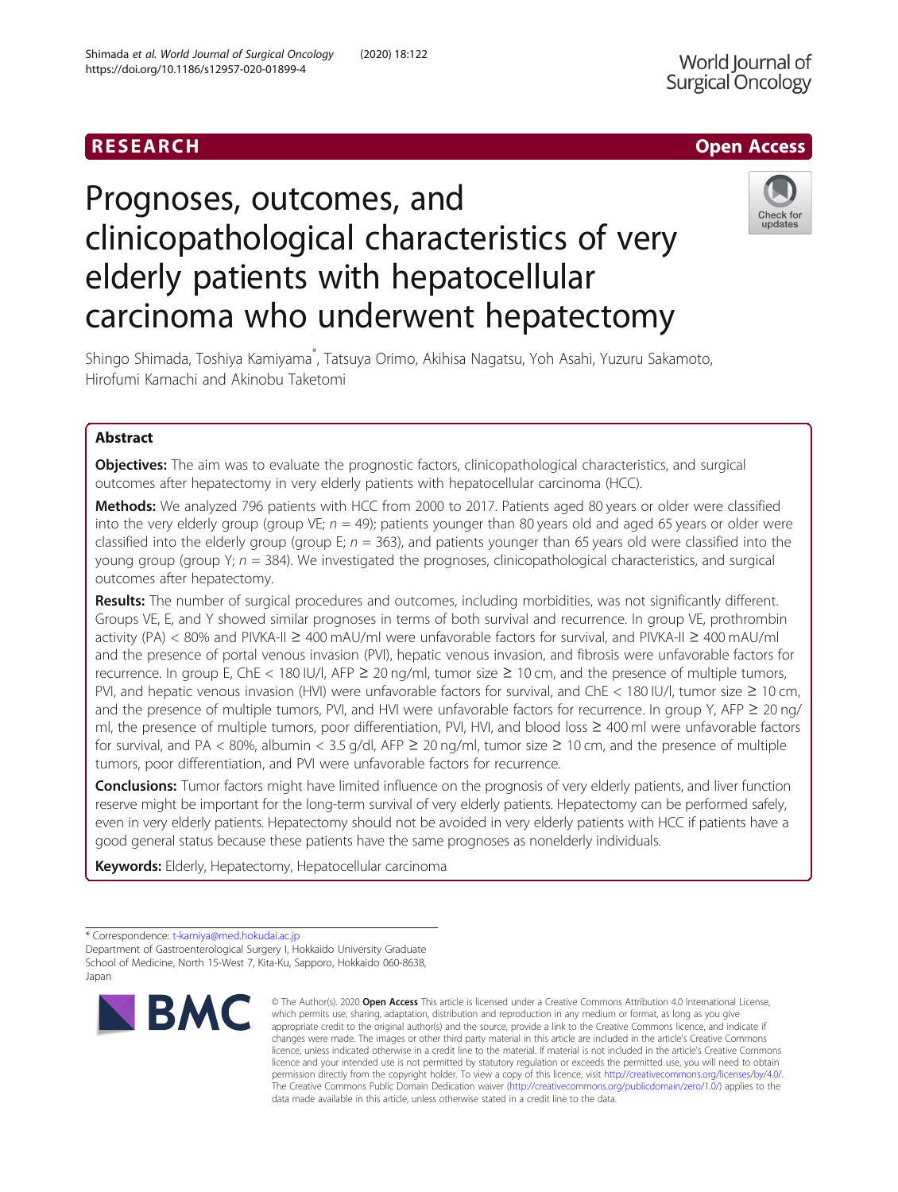RESEARCH

Open Access

# Prognoses, outcomes, and clinicopathological characteristics of very elderly patients with hepatocellular carcinoma who underwent hepatectomy

Shingo Shimada, Toshiya Kamiyama*, Tatsuya Orimo, Akihisa Nagatsu, Yoh Asahi, Yuzuru Sakamoto, Hirofumi Kamachi and Akinobu Taketomi

## Abstract

**Objectives:** The aim was to evaluate the prognostic factors, clinicopathological characteristics, and surgical outcomes after hepatectomy in very elderly patients with hepatocellular carcinoma (HCC).

**Methods:** We analyzed 796 patients with HCC from 2000 to 2017. Patients aged 80 years or older were classified into the very elderly group (group VE; $n = 49$); patients younger than 80 years old and aged 65 years or older were classified into the elderly group (group E; $n = 363$), and patients younger than 65 years old were classified into the young group (group Y; $n = 384$). We investigated the prognoses, clinicopathological characteristics, and surgical outcomes after hepatectomy.

**Results:** The number of surgical procedures and outcomes, including morbidities, was not significantly different. Groups VE, E, and Y showed similar prognoses in terms of both survival and recurrence. In group VE, prothrombin activity (PA) < 80% and PIVKA-II ≥ 400 mAU/ml were unfavorable factors for survival, and PIVKA-II ≥ 400 mAU/ml and the presence of portal venous invasion (PVI), hepatic venous invasion, and fibrosis were unfavorable factors for recurrence. In group E, ChE < 180 IU/l, AFP ≥ 20 ng/ml, tumor size ≥ 10 cm, and the presence of multiple tumors, PVI, and hepatic venous invasion (HVI) were unfavorable factors for survival, and ChE < 180 IU/l, tumor size ≥ 10 cm, and the presence of multiple tumors, PVI, and HVI were unfavorable factors for recurrence. In group Y, AFP ≥ 20 ng/ml, the presence of multiple tumors, poor differentiation, PVI, HVI, and blood loss ≥ 400 ml were unfavorable factors for survival, and PA < 80%, albumin < 3.5 g/dl, AFP ≥ 20 ng/ml, tumor size ≥ 10 cm, and the presence of multiple tumors, poor differentiation, and PVI were unfavorable factors for recurrence.

**Conclusions:** Tumor factors might have limited influence on the prognosis of very elderly patients, and liver function reserve might be important for the long-term survival of very elderly patients. Hepatectomy can be performed safely, even in very elderly patients. Hepatectomy should not be avoided in very elderly patients with HCC if patients have a good general status because these patients have the same prognoses as nonelderly individuals.

**Keywords:** Elderly, Hepatectomy, Hepatocellular carcinoma

---

* Correspondence: t-kamiya@med.hokudai.ac.jp
Department of Gastroenterological Surgery I, Hokkaido University Graduate School of Medicine, North 15-West 7, Kita-Ku, Sapporo, Hokkaido 060-8638, Japan

© The Author(s). 2020 **Open Access** This article is licensed under a Creative Commons Attribution 4.0 International License, which permits use, sharing, adaptation, distribution and reproduction in any medium or format, as long as you give appropriate credit to the original author(s) and the source, provide a link to the Creative Commons licence, and indicate if changes were made. The images or other third party material in this article are included in the article's Creative Commons licence, unless indicated otherwise in a credit line to the material. If material is not included in the article's Creative Commons licence and your intended use is not permitted by statutory regulation or exceeds the permitted use, you will need to obtain permission directly from the copyright holder. To view a copy of this licence, visit http://creativecommons.org/licenses/by/4.0/. The Creative Commons Public Domain Dedication waiver (http://creativecommons.org/publicdomain/zero/1.0/) applies to the data made available in this article, unless otherwise stated in a credit line to the data.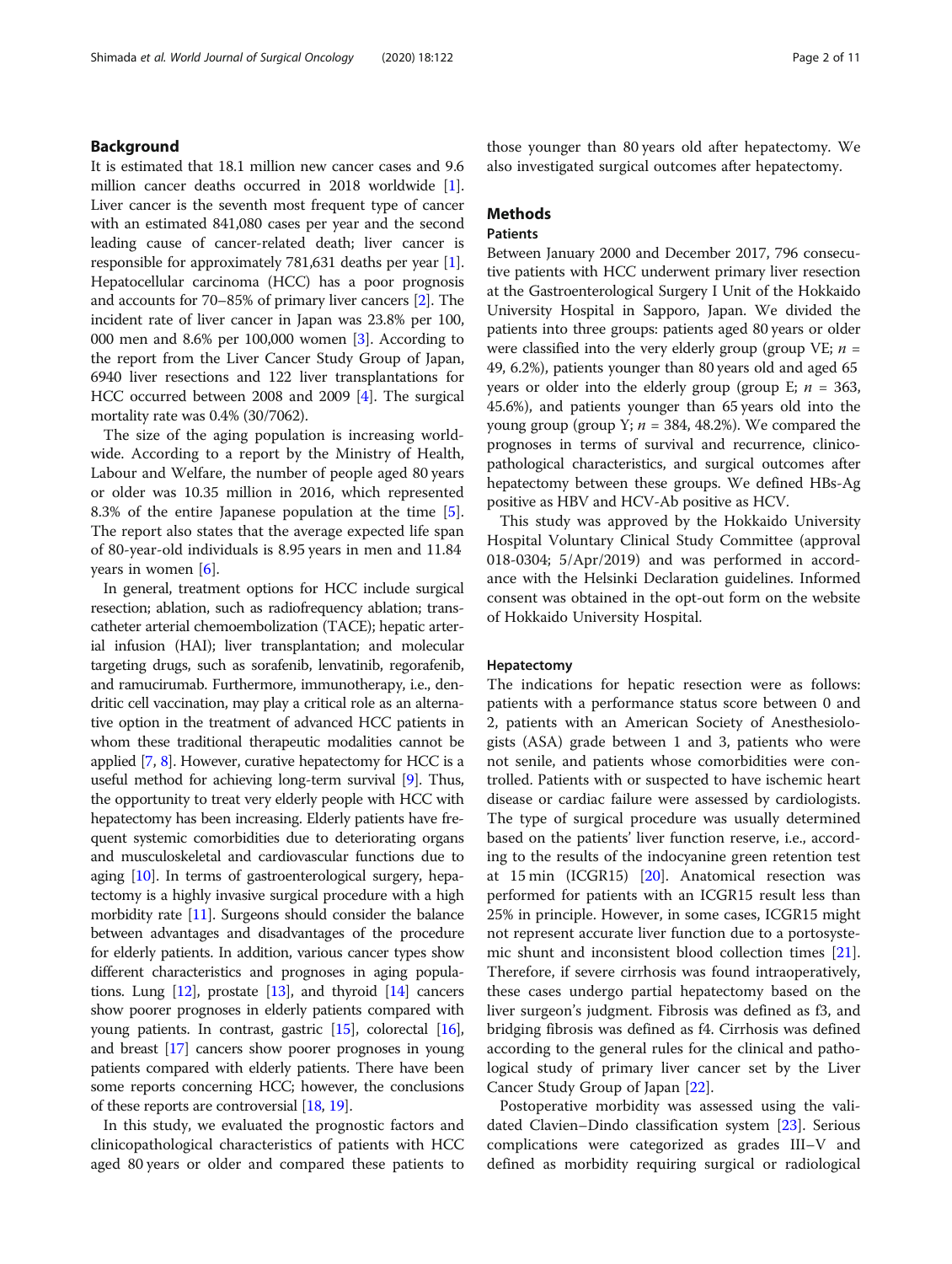## Background

It is estimated that 18.1 million new cancer cases and 9.6 million cancer deaths occurred in 2018 worldwide [1]. Liver cancer is the seventh most frequent type of cancer with an estimated 841,080 cases per year and the second leading cause of cancer-related death; liver cancer is responsible for approximately 781,631 deaths per year [1]. Hepatocellular carcinoma (HCC) has a poor prognosis and accounts for 70–85% of primary liver cancers [2]. The incident rate of liver cancer in Japan was 23.8% per 100, 000 men and 8.6% per 100,000 women [3]. According to the report from the Liver Cancer Study Group of Japan, 6940 liver resections and 122 liver transplantations for HCC occurred between 2008 and 2009 [4]. The surgical mortality rate was 0.4% (30/7062).

The size of the aging population is increasing worldwide. According to a report by the Ministry of Health, Labour and Welfare, the number of people aged 80 years or older was 10.35 million in 2016, which represented 8.3% of the entire Japanese population at the time [5]. The report also states that the average expected life span of 80-year-old individuals is 8.95 years in men and 11.84 years in women [6].

In general, treatment options for HCC include surgical resection; ablation, such as radiofrequency ablation; transcatheter arterial chemoembolization (TACE); hepatic arterial infusion (HAI); liver transplantation; and molecular targeting drugs, such as sorafenib, lenvatinib, regorafenib, and ramucirumab. Furthermore, immunotherapy, i.e., dendritic cell vaccination, may play a critical role as an alternative option in the treatment of advanced HCC patients in whom these traditional therapeutic modalities cannot be applied [7, 8]. However, curative hepatectomy for HCC is a useful method for achieving long-term survival [9]. Thus, the opportunity to treat very elderly people with HCC with hepatectomy has been increasing. Elderly patients have frequent systemic comorbidities due to deteriorating organs and musculoskeletal and cardiovascular functions due to aging [10]. In terms of gastroenterological surgery, hepatectomy is a highly invasive surgical procedure with a high morbidity rate [11]. Surgeons should consider the balance between advantages and disadvantages of the procedure for elderly patients. In addition, various cancer types show different characteristics and prognoses in aging populations. Lung [12], prostate [13], and thyroid [14] cancers show poorer prognoses in elderly patients compared with young patients. In contrast, gastric [15], colorectal [16], and breast [17] cancers show poorer prognoses in young patients compared with elderly patients. There have been some reports concerning HCC; however, the conclusions of these reports are controversial [18, 19].

In this study, we evaluated the prognostic factors and clinicopathological characteristics of patients with HCC aged 80 years or older and compared these patients to those younger than 80 years old after hepatectomy. We also investigated surgical outcomes after hepatectomy.

## Methods

### Patients

Between January 2000 and December 2017, 796 consecutive patients with HCC underwent primary liver resection at the Gastroenterological Surgery I Unit of the Hokkaido University Hospital in Sapporo, Japan. We divided the patients into three groups: patients aged 80 years or older were classified into the very elderly group (group VE; $n$ = 49, 6.2%), patients younger than 80 years old and aged 65 years or older into the elderly group (group E; $n$ = 363, 45.6%), and patients younger than 65 years old into the young group (group Y; $n$ = 384, 48.2%). We compared the prognoses in terms of survival and recurrence, clinicopathological characteristics, and surgical outcomes after hepatectomy between these groups. We defined HBs-Ag positive as HBV and HCV-Ab positive as HCV.

This study was approved by the Hokkaido University Hospital Voluntary Clinical Study Committee (approval 018-0304; 5/Apr/2019) and was performed in accordance with the Helsinki Declaration guidelines. Informed consent was obtained in the opt-out form on the website of Hokkaido University Hospital.

### Hepatectomy

The indications for hepatic resection were as follows: patients with a performance status score between 0 and 2, patients with an American Society of Anesthesiologists (ASA) grade between 1 and 3, patients who were not senile, and patients whose comorbidities were controlled. Patients with or suspected to have ischemic heart disease or cardiac failure were assessed by cardiologists. The type of surgical procedure was usually determined based on the patients' liver function reserve, i.e., according to the results of the indocyanine green retention test at 15 min (ICGR15) [20]. Anatomical resection was performed for patients with an ICGR15 result less than 25% in principle. However, in some cases, ICGR15 might not represent accurate liver function due to a portosystemic shunt and inconsistent blood collection times [21]. Therefore, if severe cirrhosis was found intraoperatively, these cases undergo partial hepatectomy based on the liver surgeon's judgment. Fibrosis was defined as f3, and bridging fibrosis was defined as f4. Cirrhosis was defined according to the general rules for the clinical and pathological study of primary liver cancer set by the Liver Cancer Study Group of Japan [22].

Postoperative morbidity was assessed using the validated Clavien–Dindo classification system [23]. Serious complications were categorized as grades III–V and defined as morbidity requiring surgical or radiological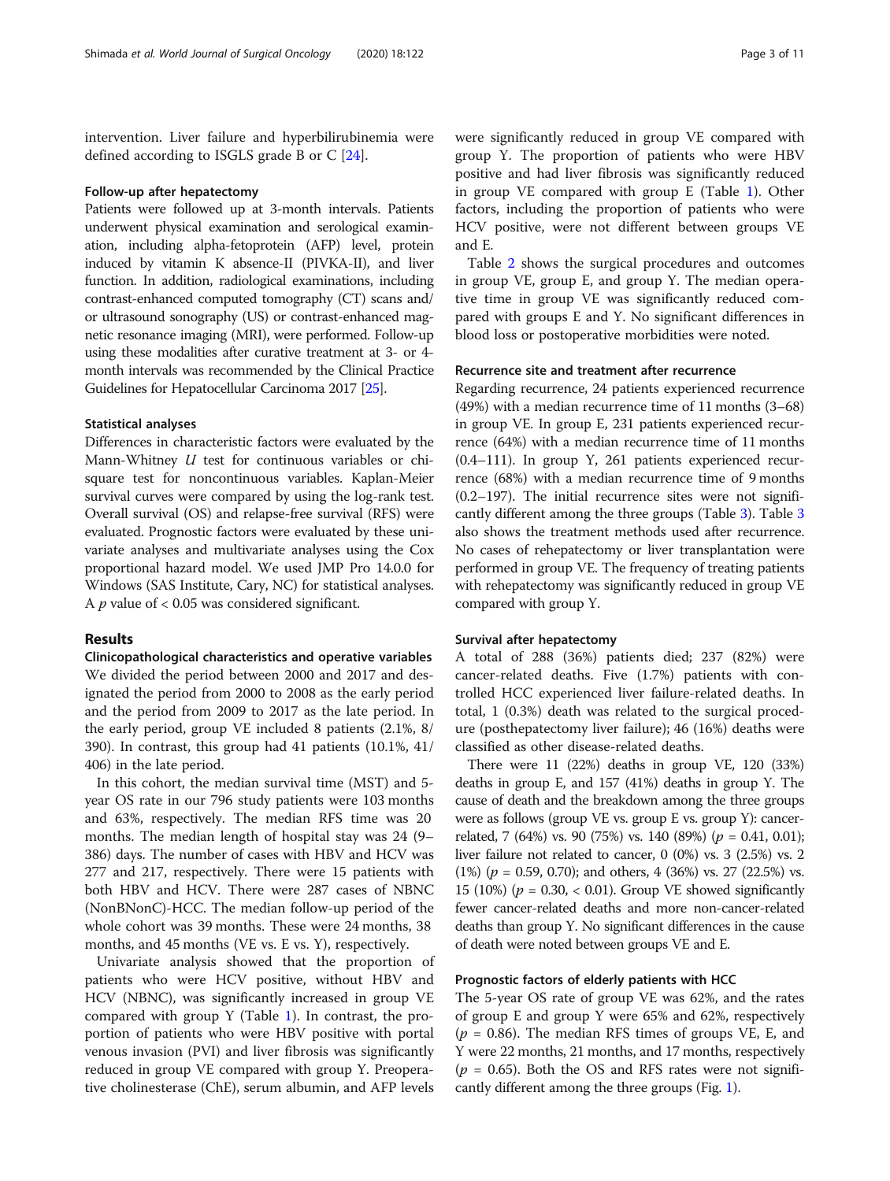intervention. Liver failure and hyperbilirubinemia were defined according to ISGLS grade B or C [24].

### Follow-up after hepatectomy

Patients were followed up at 3-month intervals. Patients underwent physical examination and serological examination, including alpha-fetoprotein (AFP) level, protein induced by vitamin K absence-II (PIVKA-II), and liver function. In addition, radiological examinations, including contrast-enhanced computed tomography (CT) scans and/or ultrasound sonography (US) or contrast-enhanced magnetic resonance imaging (MRI), were performed. Follow-up using these modalities after curative treatment at 3- or 4-month intervals was recommended by the Clinical Practice Guidelines for Hepatocellular Carcinoma 2017 [25].

### Statistical analyses

Differences in characteristic factors were evaluated by the Mann-Whitney *U* test for continuous variables or chi-square test for noncontinuous variables. Kaplan-Meier survival curves were compared by using the log-rank test. Overall survival (OS) and relapse-free survival (RFS) were evaluated. Prognostic factors were evaluated by these univariate analyses and multivariate analyses using the Cox proportional hazard model. We used JMP Pro 14.0.0 for Windows (SAS Institute, Cary, NC) for statistical analyses. A $p$ value of < 0.05 was considered significant.

## Results

### Clinicopathological characteristics and operative variables

We divided the period between 2000 and 2017 and designated the period from 2000 to 2008 as the early period and the period from 2009 to 2017 as the late period. In the early period, group VE included 8 patients (2.1%, 8/390). In contrast, this group had 41 patients (10.1%, 41/406) in the late period.

In this cohort, the median survival time (MST) and 5-year OS rate in our 796 study patients were 103 months and 63%, respectively. The median RFS time was 20 months. The median length of hospital stay was 24 (9–386) days. The number of cases with HBV and HCV was 277 and 217, respectively. There were 15 patients with both HBV and HCV. There were 287 cases of NBNC (NonBNonC)-HCC. The median follow-up period of the whole cohort was 39 months. These were 24 months, 38 months, and 45 months (VE vs. E vs. Y), respectively.

Univariate analysis showed that the proportion of patients who were HCV positive, without HBV and HCV (NBNC), was significantly increased in group VE compared with group Y (Table 1). In contrast, the proportion of patients who were HBV positive with portal venous invasion (PVI) and liver fibrosis was significantly reduced in group VE compared with group Y. Preoperative cholinesterase (ChE), serum albumin, and AFP levels were significantly reduced in group VE compared with group Y. The proportion of patients who were HBV positive and had liver fibrosis was significantly reduced in group VE compared with group E (Table 1). Other factors, including the proportion of patients who were HCV positive, were not different between groups VE and E.

Table 2 shows the surgical procedures and outcomes in group VE, group E, and group Y. The median operative time in group VE was significantly reduced compared with groups E and Y. No significant differences in blood loss or postoperative morbidities were noted.

### Recurrence site and treatment after recurrence

Regarding recurrence, 24 patients experienced recurrence (49%) with a median recurrence time of 11 months (3–68) in group VE. In group E, 231 patients experienced recurrence (64%) with a median recurrence time of 11 months (0.4–111). In group Y, 261 patients experienced recurrence (68%) with a median recurrence time of 9 months (0.2–197). The initial recurrence sites were not significantly different among the three groups (Table 3). Table 3 also shows the treatment methods used after recurrence. No cases of rehepatectomy or liver transplantation were performed in group VE. The frequency of treating patients with rehepatectomy was significantly reduced in group VE compared with group Y.

### Survival after hepatectomy

A total of 288 (36%) patients died; 237 (82%) were cancer-related deaths. Five (1.7%) patients with controlled HCC experienced liver failure-related deaths. In total, 1 (0.3%) death was related to the surgical procedure (posthepatectomy liver failure); 46 (16%) deaths were classified as other disease-related deaths.

There were 11 (22%) deaths in group VE, 120 (33%) deaths in group E, and 157 (41%) deaths in group Y. The cause of death and the breakdown among the three groups were as follows (group VE vs. group E vs. group Y): cancer-related, 7 (64%) vs. 90 (75%) vs. 140 (89%) ($p$ = 0.41, 0.01); liver failure not related to cancer, 0 (0%) vs. 3 (2.5%) vs. 2 (1%) ($p$ = 0.59, 0.70); and others, 4 (36%) vs. 27 (22.5%) vs. 15 (10%) ($p$ = 0.30, < 0.01). Group VE showed significantly fewer cancer-related deaths and more non-cancer-related deaths than group Y. No significant differences in the cause of death were noted between groups VE and E.

### Prognostic factors of elderly patients with HCC

The 5-year OS rate of group VE was 62%, and the rates of group E and group Y were 65% and 62%, respectively ($p$ = 0.86). The median RFS times of groups VE, E, and Y were 22 months, 21 months, and 17 months, respectively ($p$ = 0.65). Both the OS and RFS rates were not significantly different among the three groups (Fig. 1).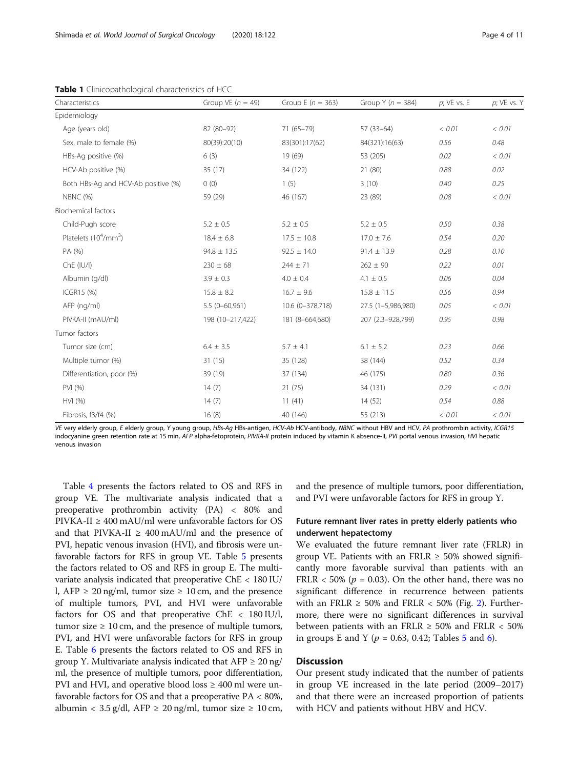**Table 1** Clinicopathological characteristics of HCC

| Characteristics | Group VE (*n* = 49) | Group E (*n* = 363) | Group Y (*n* = 384) | *p*; VE vs. E | *p*; VE vs. Y |
|---|---|---|---|---|---|
| Epidemiology | | | | | |
| Age (years old) | 82 (80–92) | 71 (65–79) | 57 (33–64) | < 0.01 | < 0.01 |
| Sex, male to female (%) | 80(39):20(10) | 83(301):17(62) | 84(321):16(63) | 0.56 | 0.48 |
| HBs-Ag positive (%) | 6 (3) | 19 (69) | 53 (205) | 0.02 | < 0.01 |
| HCV-Ab positive (%) | 35 (17) | 34 (122) | 21 (80) | 0.88 | 0.02 |
| Both HBs-Ag and HCV-Ab positive (%) | 0 (0) | 1 (5) | 3 (10) | 0.40 | 0.25 |
| NBNC (%) | 59 (29) | 46 (167) | 23 (89) | 0.08 | < 0.01 |
| Biochemical factors | | | | | |
| Child-Pugh score | 5.2 ± 0.5 | 5.2 ± 0.5 | 5.2 ± 0.5 | 0.50 | 0.38 |
| Platelets ($10^4$/mm$^3$) | 18.4 ± 6.8 | 17.5 ± 10.8 | 17.0 ± 7.6 | 0.54 | 0.20 |
| PA (%) | 94.8 ± 13.5 | 92.5 ± 14.0 | 91.4 ± 13.9 | 0.28 | 0.10 |
| ChE (IU/l) | 230 ± 68 | 244 ± 71 | 262 ± 90 | 0.22 | 0.01 |
| Albumin (g/dl) | 3.9 ± 0.3 | 4.0 ± 0.4 | 4.1 ± 0.5 | 0.06 | 0.04 |
| ICGR15 (%) | 15.8 ± 8.2 | 16.7 ± 9.6 | 15.8 ± 11.5 | 0.56 | 0.94 |
| AFP (ng/ml) | 5.5 (0–60,961) | 10.6 (0–378,718) | 27.5 (1–5,986,980) | 0.05 | < 0.01 |
| PIVKA-II (mAU/ml) | 198 (10–217,422) | 181 (8–664,680) | 207 (2.3–928,799) | 0.95 | 0.98 |
| Tumor factors | | | | | |
| Tumor size (cm) | 6.4 ± 3.5 | 5.7 ± 4.1 | 6.1 ± 5.2 | 0.23 | 0.66 |
| Multiple tumor (%) | 31 (15) | 35 (128) | 38 (144) | 0.52 | 0.34 |
| Differentiation, poor (%) | 39 (19) | 37 (134) | 46 (175) | 0.80 | 0.36 |
| PVI (%) | 14 (7) | 21 (75) | 34 (131) | 0.29 | < 0.01 |
| HVI (%) | 14 (7) | 11 (41) | 14 (52) | 0.54 | 0.88 |
| Fibrosis, f3/f4 (%) | 16 (8) | 40 (146) | 55 (213) | < 0.01 | < 0.01 |

*VE* very elderly group, *E* elderly group, *Y* young group, *HBs-Ag* HBs-antigen, *HCV-Ab* HCV-antibody, *NBNC* without HBV and HCV, *PA* prothrombin activity, *ICGR15* indocyanine green retention rate at 15 min, *AFP* alpha-fetoprotein, *PIVKA-II* protein induced by vitamin K absence-II, *PVI* portal venous invasion, *HVI* hepatic venous invasion

Table 4 presents the factors related to OS and RFS in group VE. The multivariate analysis indicated that a preoperative prothrombin activity (PA) < 80% and PIVKA-II ≥ 400 mAU/ml were unfavorable factors for OS and that PIVKA-II ≥ 400 mAU/ml and the presence of PVI, hepatic venous invasion (HVI), and fibrosis were unfavorable factors for RFS in group VE. Table 5 presents the factors related to OS and RFS in group E. The multivariate analysis indicated that preoperative ChE < 180 IU/l, AFP ≥ 20 ng/ml, tumor size ≥ 10 cm, and the presence of multiple tumors, PVI, and HVI were unfavorable factors for OS and that preoperative ChE < 180 IU/l, tumor size ≥ 10 cm, and the presence of multiple tumors, PVI, and HVI were unfavorable factors for RFS in group E. Table 6 presents the factors related to OS and RFS in group Y. Multivariate analysis indicated that AFP ≥ 20 ng/ml, the presence of multiple tumors, poor differentiation, PVI and HVI, and operative blood loss ≥ 400 ml were unfavorable factors for OS and that a preoperative PA < 80%, albumin < 3.5 g/dl, AFP ≥ 20 ng/ml, tumor size ≥ 10 cm, and the presence of multiple tumors, poor differentiation, and PVI were unfavorable factors for RFS in group Y.

### Future remnant liver rates in pretty elderly patients who underwent hepatectomy

We evaluated the future remnant liver rate (FRLR) in group VE. Patients with an FRLR ≥ 50% showed significantly more favorable survival than patients with an FRLR < 50% ($p$ = 0.03). On the other hand, there was no significant difference in recurrence between patients with an FRLR ≥ 50% and FRLR < 50% (Fig. 2). Furthermore, there were no significant differences in survival between patients with an FRLR ≥ 50% and FRLR < 50% in groups E and Y ($p$ = 0.63, 0.42; Tables 5 and 6).

## Discussion

Our present study indicated that the number of patients in group VE increased in the late period (2009–2017) and that there were an increased proportion of patients with HCV and patients without HBV and HCV.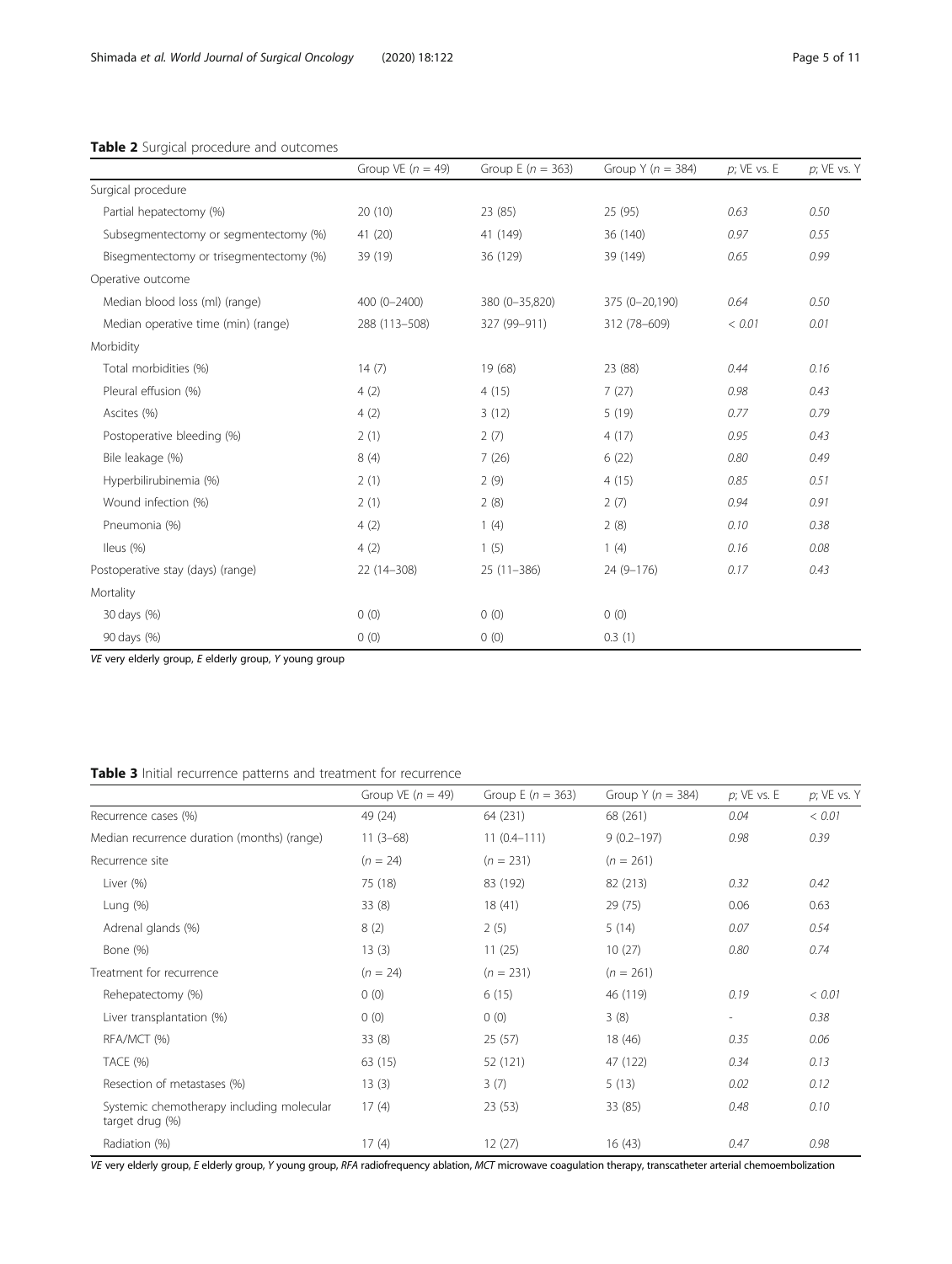**Table 2** Surgical procedure and outcomes

| | Group VE (*n* = 49) | Group E (*n* = 363) | Group Y (*n* = 384) | *p*; VE vs. E | *p*; VE vs. Y |
|---|---|---|---|---|---|
| Surgical procedure | | | | | |
| Partial hepatectomy (%) | 20 (10) | 23 (85) | 25 (95) | 0.63 | 0.50 |
| Subsegmentectomy or segmentectomy (%) | 41 (20) | 41 (149) | 36 (140) | 0.97 | 0.55 |
| Bisegmentectomy or trisegmentectomy (%) | 39 (19) | 36 (129) | 39 (149) | 0.65 | 0.99 |
| Operative outcome | | | | | |
| Median blood loss (ml) (range) | 400 (0–2400) | 380 (0–35,820) | 375 (0–20,190) | 0.64 | 0.50 |
| Median operative time (min) (range) | 288 (113–508) | 327 (99–911) | 312 (78–609) | < 0.01 | 0.01 |
| Morbidity | | | | | |
| Total morbidities (%) | 14 (7) | 19 (68) | 23 (88) | 0.44 | 0.16 |
| Pleural effusion (%) | 4 (2) | 4 (15) | 7 (27) | 0.98 | 0.43 |
| Ascites (%) | 4 (2) | 3 (12) | 5 (19) | 0.77 | 0.79 |
| Postoperative bleeding (%) | 2 (1) | 2 (7) | 4 (17) | 0.95 | 0.43 |
| Bile leakage (%) | 8 (4) | 7 (26) | 6 (22) | 0.80 | 0.49 |
| Hyperbilirubinemia (%) | 2 (1) | 2 (9) | 4 (15) | 0.85 | 0.51 |
| Wound infection (%) | 2 (1) | 2 (8) | 2 (7) | 0.94 | 0.91 |
| Pneumonia (%) | 4 (2) | 1 (4) | 2 (8) | 0.10 | 0.38 |
| Ileus (%) | 4 (2) | 1 (5) | 1 (4) | 0.16 | 0.08 |
| Postoperative stay (days) (range) | 22 (14–308) | 25 (11–386) | 24 (9–176) | 0.17 | 0.43 |
| Mortality | | | | | |
| 30 days (%) | 0 (0) | 0 (0) | 0 (0) | | |
| 90 days (%) | 0 (0) | 0 (0) | 0.3 (1) | | |

*VE* very elderly group, *E* elderly group, *Y* young group

**Table 3** Initial recurrence patterns and treatment for recurrence

| | Group VE (*n* = 49) | Group E (*n* = 363) | Group Y (*n* = 384) | *p*; VE vs. E | *p*; VE vs. Y |
|---|---|---|---|---|---|
| Recurrence cases (%) | 49 (24) | 64 (231) | 68 (261) | 0.04 | < 0.01 |
| Median recurrence duration (months) (range) | 11 (3–68) | 11 (0.4–111) | 9 (0.2–197) | 0.98 | 0.39 |
| Recurrence site | (*n* = 24) | (*n* = 231) | (*n* = 261) | | |
| Liver (%) | 75 (18) | 83 (192) | 82 (213) | 0.32 | 0.42 |
| Lung (%) | 33 (8) | 18 (41) | 29 (75) | 0.06 | 0.63 |
| Adrenal glands (%) | 8 (2) | 2 (5) | 5 (14) | 0.07 | 0.54 |
| Bone (%) | 13 (3) | 11 (25) | 10 (27) | 0.80 | 0.74 |
| Treatment for recurrence | (*n* = 24) | (*n* = 231) | (*n* = 261) | | |
| Rehepatectomy (%) | 0 (0) | 6 (15) | 46 (119) | 0.19 | < 0.01 |
| Liver transplantation (%) | 0 (0) | 0 (0) | 3 (8) | - | 0.38 |
| RFA/MCT (%) | 33 (8) | 25 (57) | 18 (46) | 0.35 | 0.06 |
| TACE (%) | 63 (15) | 52 (121) | 47 (122) | 0.34 | 0.13 |
| Resection of metastases (%) | 13 (3) | 3 (7) | 5 (13) | 0.02 | 0.12 |
| Systemic chemotherapy including molecular target drug (%) | 17 (4) | 23 (53) | 33 (85) | 0.48 | 0.10 |
| Radiation (%) | 17 (4) | 12 (27) | 16 (43) | 0.47 | 0.98 |

*VE* very elderly group, *E* elderly group, *Y* young group, *RFA* radiofrequency ablation, *MCT* microwave coagulation therapy, transcatheter arterial chemoembolization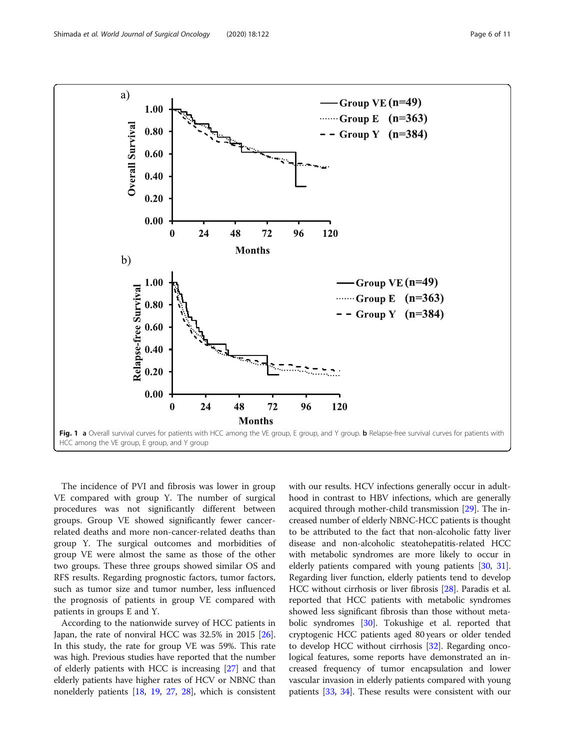Fig. 1 **a** Overall survival curves for patients with HCC among the VE group, E group, and Y group. **b** Relapse-free survival curves for patients with HCC among the VE group, E group, and Y group

The incidence of PVI and fibrosis was lower in group VE compared with group Y. The number of surgical procedures was not significantly different between groups. Group VE showed significantly fewer cancer-related deaths and more non-cancer-related deaths than group Y. The surgical outcomes and morbidities of group VE were almost the same as those of the other two groups. These three groups showed similar OS and RFS results. Regarding prognostic factors, tumor factors, such as tumor size and tumor number, less influenced the prognosis of patients in group VE compared with patients in groups E and Y.

According to the nationwide survey of HCC patients in Japan, the rate of nonviral HCC was 32.5% in 2015 [26]. In this study, the rate for group VE was 59%. This rate was high. Previous studies have reported that the number of elderly patients with HCC is increasing [27] and that elderly patients have higher rates of HCV or NBNC than nonelderly patients [18, 19, 27, 28], which is consistent with our results. HCV infections generally occur in adulthood in contrast to HBV infections, which are generally acquired through mother-child transmission [29]. The increased number of elderly NBNC-HCC patients is thought to be attributed to the fact that non-alcoholic fatty liver disease and non-alcoholic steatohepatitis-related HCC with metabolic syndromes are more likely to occur in elderly patients compared with young patients [30, 31]. Regarding liver function, elderly patients tend to develop HCC without cirrhosis or liver fibrosis [28]. Paradis et al. reported that HCC patients with metabolic syndromes showed less significant fibrosis than those without metabolic syndromes [30]. Tokushige et al. reported that cryptogenic HCC patients aged 80 years or older tended to develop HCC without cirrhosis [32]. Regarding oncological features, some reports have demonstrated an increased frequency of tumor encapsulation and lower vascular invasion in elderly patients compared with young patients [33, 34]. These results were consistent with our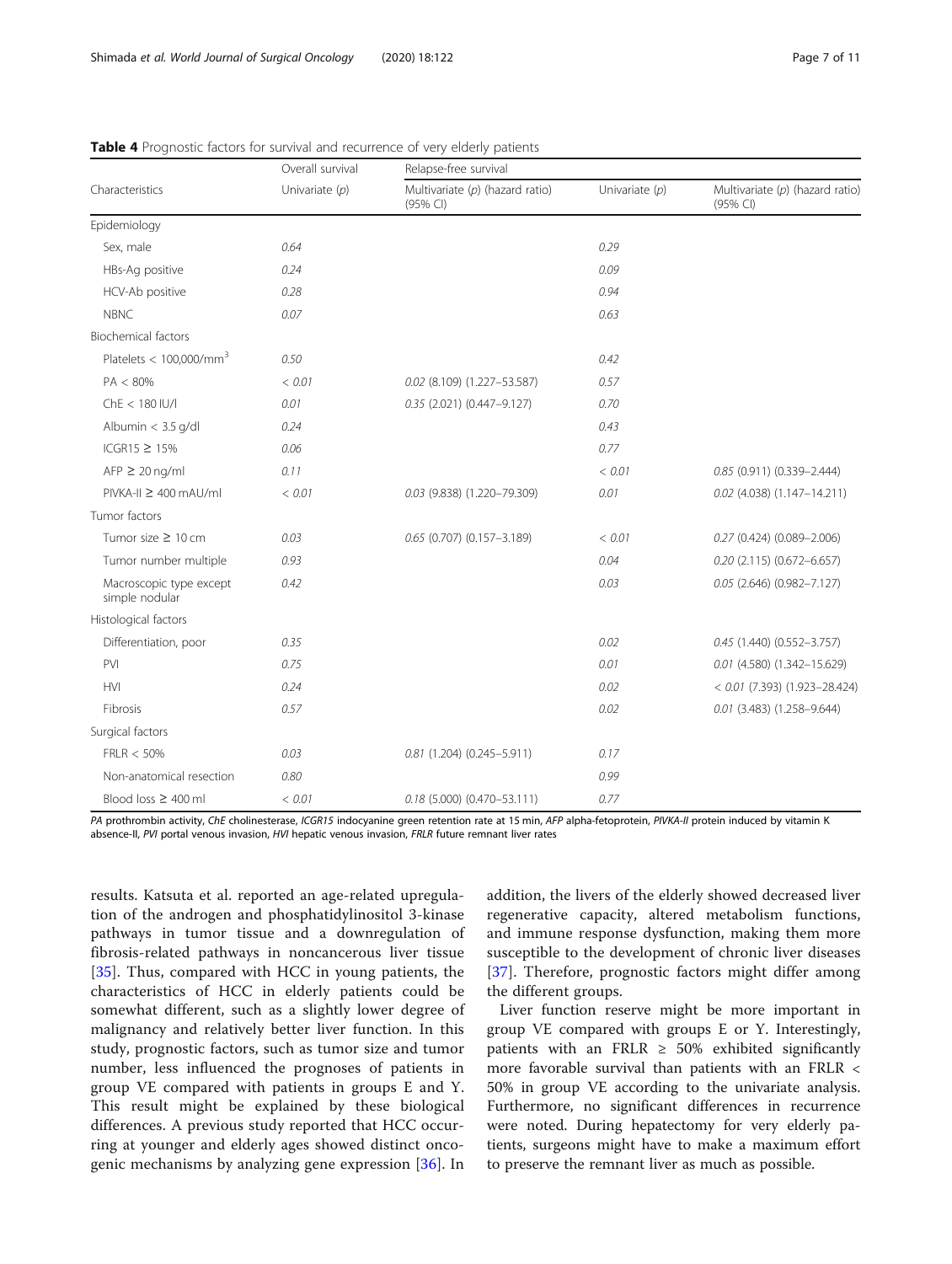**Table 4** Prognostic factors for survival and recurrence of very elderly patients

| Characteristics | Overall survival | | Relapse-free survival | |
|---|---|---|---|---|
| | Univariate (*p*) | Multivariate (*p*) (hazard ratio) (95% CI) | Univariate (*p*) | Multivariate (*p*) (hazard ratio) (95% CI) |
| Epidemiology | | | | |
| Sex, male | 0.64 | | 0.29 | |
| HBs-Ag positive | 0.24 | | 0.09 | |
| HCV-Ab positive | 0.28 | | 0.94 | |
| NBNC | 0.07 | | 0.63 | |
| Biochemical factors | | | | |
| Platelets < 100,000/mm$^3$ | 0.50 | | 0.42 | |
| PA < 80% | < 0.01 | 0.02 (8.109) (1.227–53.587) | 0.57 | |
| ChE < 180 IU/l | 0.01 | 0.35 (2.021) (0.447–9.127) | 0.70 | |
| Albumin < 3.5 g/dl | 0.24 | | 0.43 | |
| ICGR15 ≥ 15% | 0.06 | | 0.77 | |
| AFP ≥ 20 ng/ml | 0.11 | | < 0.01 | 0.85 (0.911) (0.339–2.444) |
| PIVKA-II ≥ 400 mAU/ml | < 0.01 | 0.03 (9.838) (1.220–79.309) | 0.01 | 0.02 (4.038) (1.147–14.211) |
| Tumor factors | | | | |
| Tumor size ≥ 10 cm | 0.03 | 0.65 (0.707) (0.157–3.189) | < 0.01 | 0.27 (0.424) (0.089–2.006) |
| Tumor number multiple | 0.93 | | 0.04 | 0.20 (2.115) (0.672–6.657) |
| Macroscopic type except simple nodular | 0.42 | | 0.03 | 0.05 (2.646) (0.982–7.127) |
| Histological factors | | | | |
| Differentiation, poor | 0.35 | | 0.02 | 0.45 (1.440) (0.552–3.757) |
| PVI | 0.75 | | 0.01 | 0.01 (4.580) (1.342–15.629) |
| HVI | 0.24 | | 0.02 | < 0.01 (7.393) (1.923–28.424) |
| Fibrosis | 0.57 | | 0.02 | 0.01 (3.483) (1.258–9.644) |
| Surgical factors | | | | |
| FRLR < 50% | 0.03 | 0.81 (1.204) (0.245–5.911) | 0.17 | |
| Non-anatomical resection | 0.80 | | 0.99 | |
| Blood loss ≥ 400 ml | < 0.01 | 0.18 (5.000) (0.470–53.111) | 0.77 | |

*PA* prothrombin activity, *ChE* cholinesterase, *ICGR15* indocyanine green retention rate at 15 min, *AFP* alpha-fetoprotein, *PIVKA-II* protein induced by vitamin K absence-II, *PVI* portal venous invasion, *HVI* hepatic venous invasion, *FRLR* future remnant liver rates

results. Katsuta et al. reported an age-related upregulation of the androgen and phosphatidylinositol 3-kinase pathways in tumor tissue and a downregulation of fibrosis-related pathways in noncancerous liver tissue [35]. Thus, compared with HCC in young patients, the characteristics of HCC in elderly patients could be somewhat different, such as a slightly lower degree of malignancy and relatively better liver function. In this study, prognostic factors, such as tumor size and tumor number, less influenced the prognoses of patients in group VE compared with patients in groups E and Y. This result might be explained by these biological differences. A previous study reported that HCC occurring at younger and elderly ages showed distinct oncogenic mechanisms by analyzing gene expression [36]. In addition, the livers of the elderly showed decreased liver regenerative capacity, altered metabolism functions, and immune response dysfunction, making them more susceptible to the development of chronic liver diseases [37]. Therefore, prognostic factors might differ among the different groups.

Liver function reserve might be more important in group VE compared with groups E or Y. Interestingly, patients with an FRLR ≥ 50% exhibited significantly more favorable survival than patients with an FRLR < 50% in group VE according to the univariate analysis. Furthermore, no significant differences in recurrence were noted. During hepatectomy for very elderly patients, surgeons might have to make a maximum effort to preserve the remnant liver as much as possible.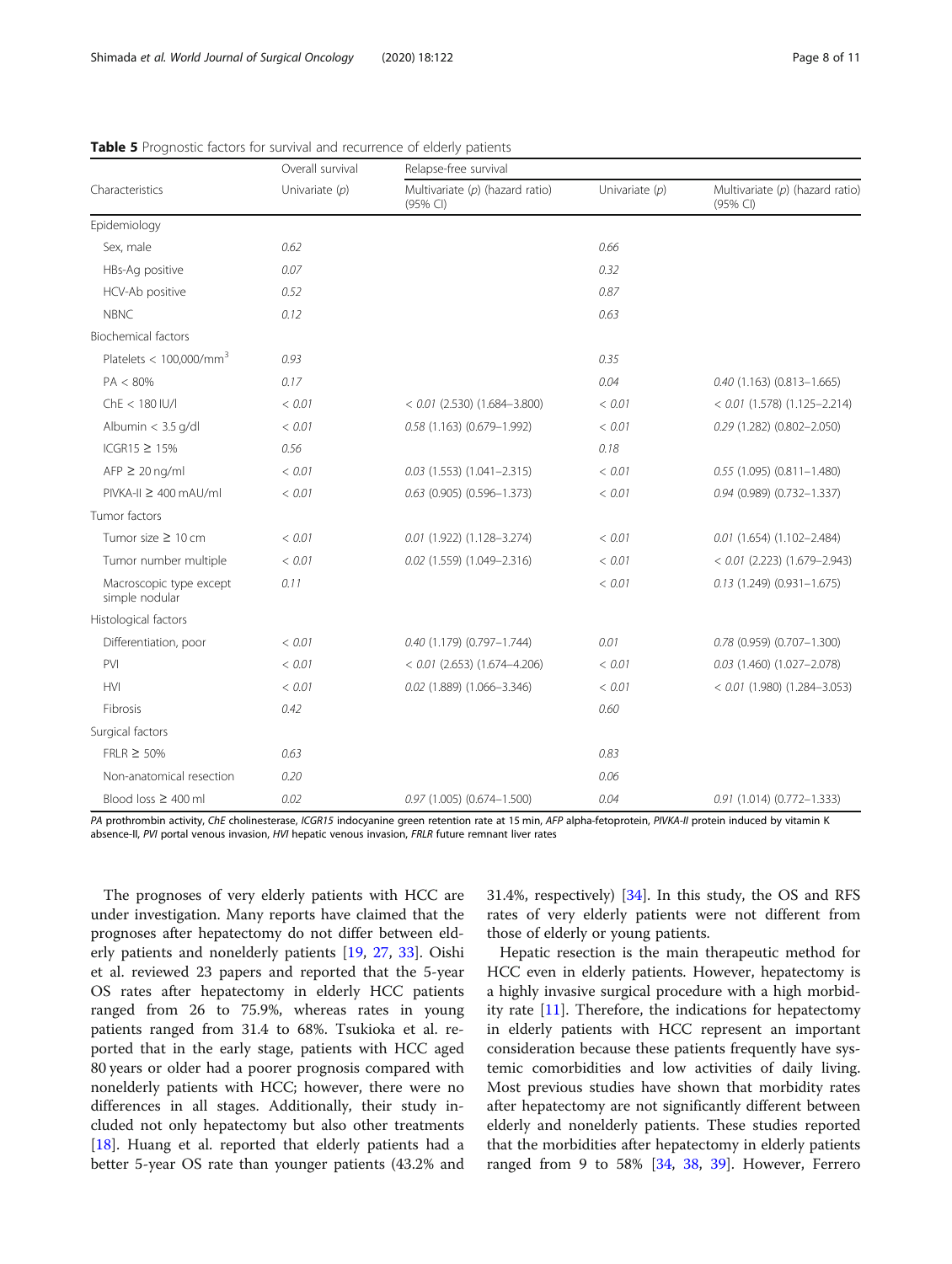**Table 5** Prognostic factors for survival and recurrence of elderly patients

| Characteristics | Overall survival | | Relapse-free survival | |
|---|---|---|---|---|
| | Univariate (*p*) | Multivariate (*p*) (hazard ratio) (95% CI) | Univariate (*p*) | Multivariate (*p*) (hazard ratio) (95% CI) |
| Epidemiology | | | | |
| Sex, male | *0.62* | | *0.66* | |
| HBs-Ag positive | *0.07* | | *0.32* | |
| HCV-Ab positive | *0.52* | | *0.87* | |
| NBNC | *0.12* | | *0.63* | |
| Biochemical factors | | | | |
| Platelets < 100,000/mm$^3$ | *0.93* | | *0.35* | |
| PA < 80% | *0.17* | | *0.04* | *0.40* (1.163) (0.813–1.665) |
| ChE < 180 IU/l | *< 0.01* | *< 0.01* (2.530) (1.684–3.800) | *< 0.01* | *< 0.01* (1.578) (1.125–2.214) |
| Albumin < 3.5 g/dl | *< 0.01* | *0.58* (1.163) (0.679–1.992) | *< 0.01* | *0.29* (1.282) (0.802–2.050) |
| ICGR15 ≥ 15% | *0.56* | | *0.18* | |
| AFP ≥ 20 ng/ml | *< 0.01* | *0.03* (1.553) (1.041–2.315) | *< 0.01* | *0.55* (1.095) (0.811–1.480) |
| PIVKA-II ≥ 400 mAU/ml | *< 0.01* | *0.63* (0.905) (0.596–1.373) | *< 0.01* | *0.94* (0.989) (0.732–1.337) |
| Tumor factors | | | | |
| Tumor size ≥ 10 cm | *< 0.01* | *0.01* (1.922) (1.128–3.274) | *< 0.01* | *0.01* (1.654) (1.102–2.484) |
| Tumor number multiple | *< 0.01* | *0.02* (1.559) (1.049–2.316) | *< 0.01* | *< 0.01* (2.223) (1.679–2.943) |
| Macroscopic type except simple nodular | *0.11* | | *< 0.01* | *0.13* (1.249) (0.931–1.675) |
| Histological factors | | | | |
| Differentiation, poor | *< 0.01* | *0.40* (1.179) (0.797–1.744) | *0.01* | *0.78* (0.959) (0.707–1.300) |
| PVI | *< 0.01* | *< 0.01* (2.653) (1.674–4.206) | *< 0.01* | *0.03* (1.460) (1.027–2.078) |
| HVI | *< 0.01* | *0.02* (1.889) (1.066–3.346) | *< 0.01* | *< 0.01* (1.980) (1.284–3.053) |
| Fibrosis | *0.42* | | *0.60* | |
| Surgical factors | | | | |
| FRLR ≥ 50% | *0.63* | | *0.83* | |
| Non-anatomical resection | *0.20* | | *0.06* | |
| Blood loss ≥ 400 ml | *0.02* | *0.97* (1.005) (0.674–1.500) | *0.04* | *0.91* (1.014) (0.772–1.333) |

*PA* prothrombin activity, *ChE* cholinesterase, *ICGR15* indocyanine green retention rate at 15 min, *AFP* alpha-fetoprotein, *PIVKA-II* protein induced by vitamin K absence-II, *PVI* portal venous invasion, *HVI* hepatic venous invasion, *FRLR* future remnant liver rates

The prognoses of very elderly patients with HCC are under investigation. Many reports have claimed that the prognoses after hepatectomy do not differ between elderly patients and nonelderly patients [19, 27, 33]. Oishi et al. reviewed 23 papers and reported that the 5-year OS rates after hepatectomy in elderly HCC patients ranged from 26 to 75.9%, whereas rates in young patients ranged from 31.4 to 68%. Tsukioka et al. reported that in the early stage, patients with HCC aged 80 years or older had a poorer prognosis compared with nonelderly patients with HCC; however, there were no differences in all stages. Additionally, their study included not only hepatectomy but also other treatments [18]. Huang et al. reported that elderly patients had a better 5-year OS rate than younger patients (43.2% and 31.4%, respectively) [34]. In this study, the OS and RFS rates of very elderly patients were not different from those of elderly or young patients.

Hepatic resection is the main therapeutic method for HCC even in elderly patients. However, hepatectomy is a highly invasive surgical procedure with a high morbidity rate [11]. Therefore, the indications for hepatectomy in elderly patients with HCC represent an important consideration because these patients frequently have systemic comorbidities and low activities of daily living. Most previous studies have shown that morbidity rates after hepatectomy are not significantly different between elderly and nonelderly patients. These studies reported that the morbidities after hepatectomy in elderly patients ranged from 9 to 58% [34, 38, 39]. However, Ferrero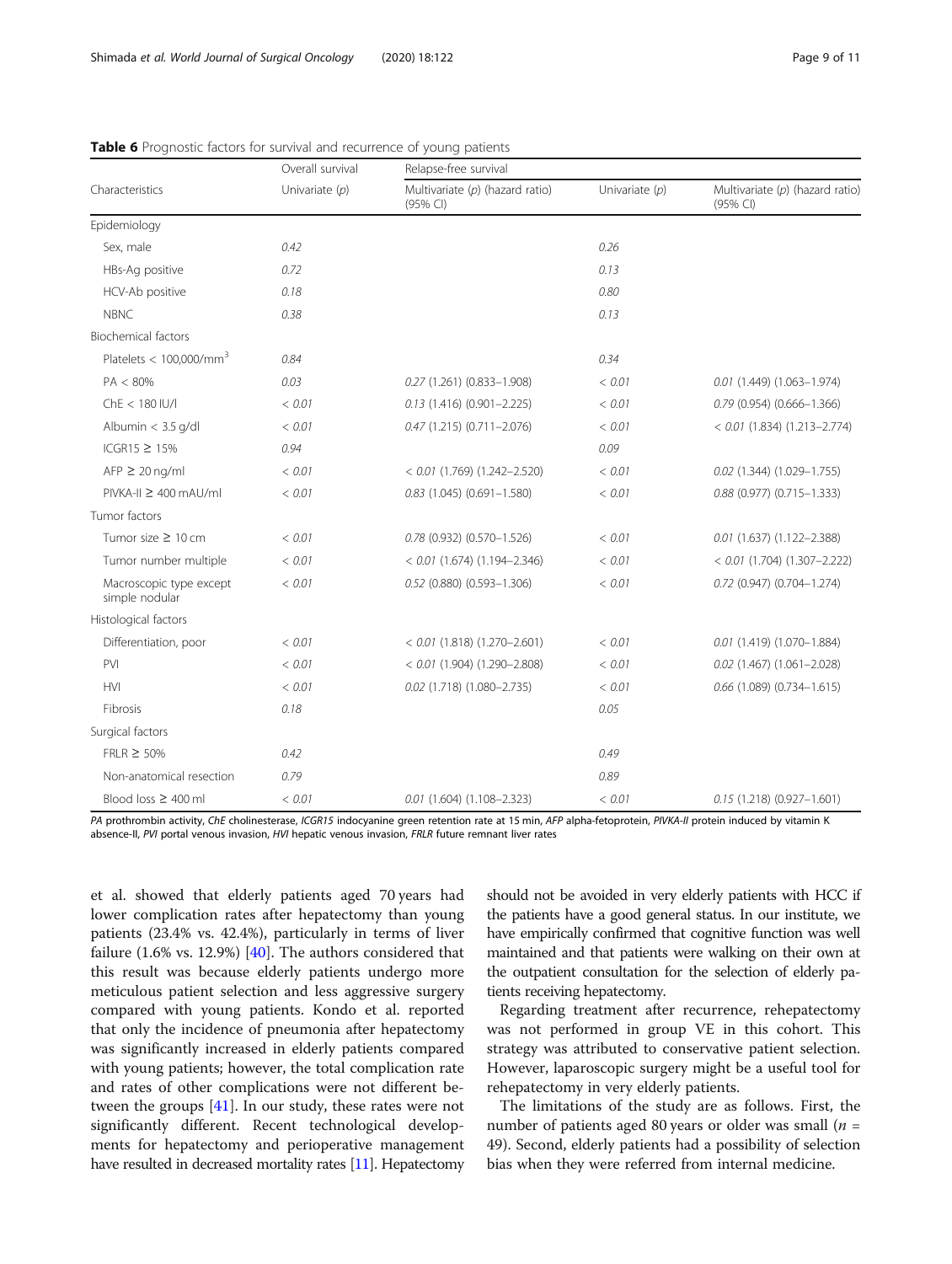**Table 6** Prognostic factors for survival and recurrence of young patients

| Characteristics | Overall survival | | Relapse-free survival | |
|---|---|---|---|---|
| | Univariate (*p*) | Multivariate (*p*) (hazard ratio) (95% CI) | Univariate (*p*) | Multivariate (*p*) (hazard ratio) (95% CI) |
| Epidemiology | | | | |
| Sex, male | 0.42 | | 0.26 | |
| HBs-Ag positive | 0.72 | | 0.13 | |
| HCV-Ab positive | 0.18 | | 0.80 | |
| NBNC | 0.38 | | 0.13 | |
| Biochemical factors | | | | |
| Platelets < 100,000/mm$^3$ | 0.84 | | 0.34 | |
| PA < 80% | 0.03 | 0.27 (1.261) (0.833–1.908) | < 0.01 | 0.01 (1.449) (1.063–1.974) |
| ChE < 180 IU/l | < 0.01 | 0.13 (1.416) (0.901–2.225) | < 0.01 | 0.79 (0.954) (0.666–1.366) |
| Albumin < 3.5 g/dl | < 0.01 | 0.47 (1.215) (0.711–2.076) | < 0.01 | < 0.01 (1.834) (1.213–2.774) |
| ICGR15 ≥ 15% | 0.94 | | 0.09 | |
| AFP ≥ 20 ng/ml | < 0.01 | < 0.01 (1.769) (1.242–2.520) | < 0.01 | 0.02 (1.344) (1.029–1.755) |
| PIVKA-II ≥ 400 mAU/ml | < 0.01 | 0.83 (1.045) (0.691–1.580) | < 0.01 | 0.88 (0.977) (0.715–1.333) |
| Tumor factors | | | | |
| Tumor size ≥ 10 cm | < 0.01 | 0.78 (0.932) (0.570–1.526) | < 0.01 | 0.01 (1.637) (1.122–2.388) |
| Tumor number multiple | < 0.01 | < 0.01 (1.674) (1.194–2.346) | < 0.01 | < 0.01 (1.704) (1.307–2.222) |
| Macroscopic type except simple nodular | < 0.01 | 0.52 (0.880) (0.593–1.306) | < 0.01 | 0.72 (0.947) (0.704–1.274) |
| Histological factors | | | | |
| Differentiation, poor | < 0.01 | < 0.01 (1.818) (1.270–2.601) | < 0.01 | 0.01 (1.419) (1.070–1.884) |
| PVI | < 0.01 | < 0.01 (1.904) (1.290–2.808) | < 0.01 | 0.02 (1.467) (1.061–2.028) |
| HVI | < 0.01 | 0.02 (1.718) (1.080–2.735) | < 0.01 | 0.66 (1.089) (0.734–1.615) |
| Fibrosis | 0.18 | | 0.05 | |
| Surgical factors | | | | |
| FRLR ≥ 50% | 0.42 | | 0.49 | |
| Non-anatomical resection | 0.79 | | 0.89 | |
| Blood loss ≥ 400 ml | < 0.01 | 0.01 (1.604) (1.108–2.323) | < 0.01 | 0.15 (1.218) (0.927–1.601) |

*PA* prothrombin activity, *ChE* cholinesterase, *ICGR15* indocyanine green retention rate at 15 min, *AFP* alpha-fetoprotein, *PIVKA-II* protein induced by vitamin K absence-II, *PVI* portal venous invasion, *HVI* hepatic venous invasion, *FRLR* future remnant liver rates

et al. showed that elderly patients aged 70 years had lower complication rates after hepatectomy than young patients (23.4% vs. 42.4%), particularly in terms of liver failure (1.6% vs. 12.9%) [40]. The authors considered that this result was because elderly patients undergo more meticulous patient selection and less aggressive surgery compared with young patients. Kondo et al. reported that only the incidence of pneumonia after hepatectomy was significantly increased in elderly patients compared with young patients; however, the total complication rate and rates of other complications were not different between the groups [41]. In our study, these rates were not significantly different. Recent technological developments for hepatectomy and perioperative management have resulted in decreased mortality rates [11]. Hepatectomy should not be avoided in very elderly patients with HCC if the patients have a good general status. In our institute, we have empirically confirmed that cognitive function was well maintained and that patients were walking on their own at the outpatient consultation for the selection of elderly patients receiving hepatectomy.

Regarding treatment after recurrence, rehepatectomy was not performed in group VE in this cohort. This strategy was attributed to conservative patient selection. However, laparoscopic surgery might be a useful tool for rehepatectomy in very elderly patients.

The limitations of the study are as follows. First, the number of patients aged 80 years or older was small ($n$ = 49). Second, elderly patients had a possibility of selection bias when they were referred from internal medicine.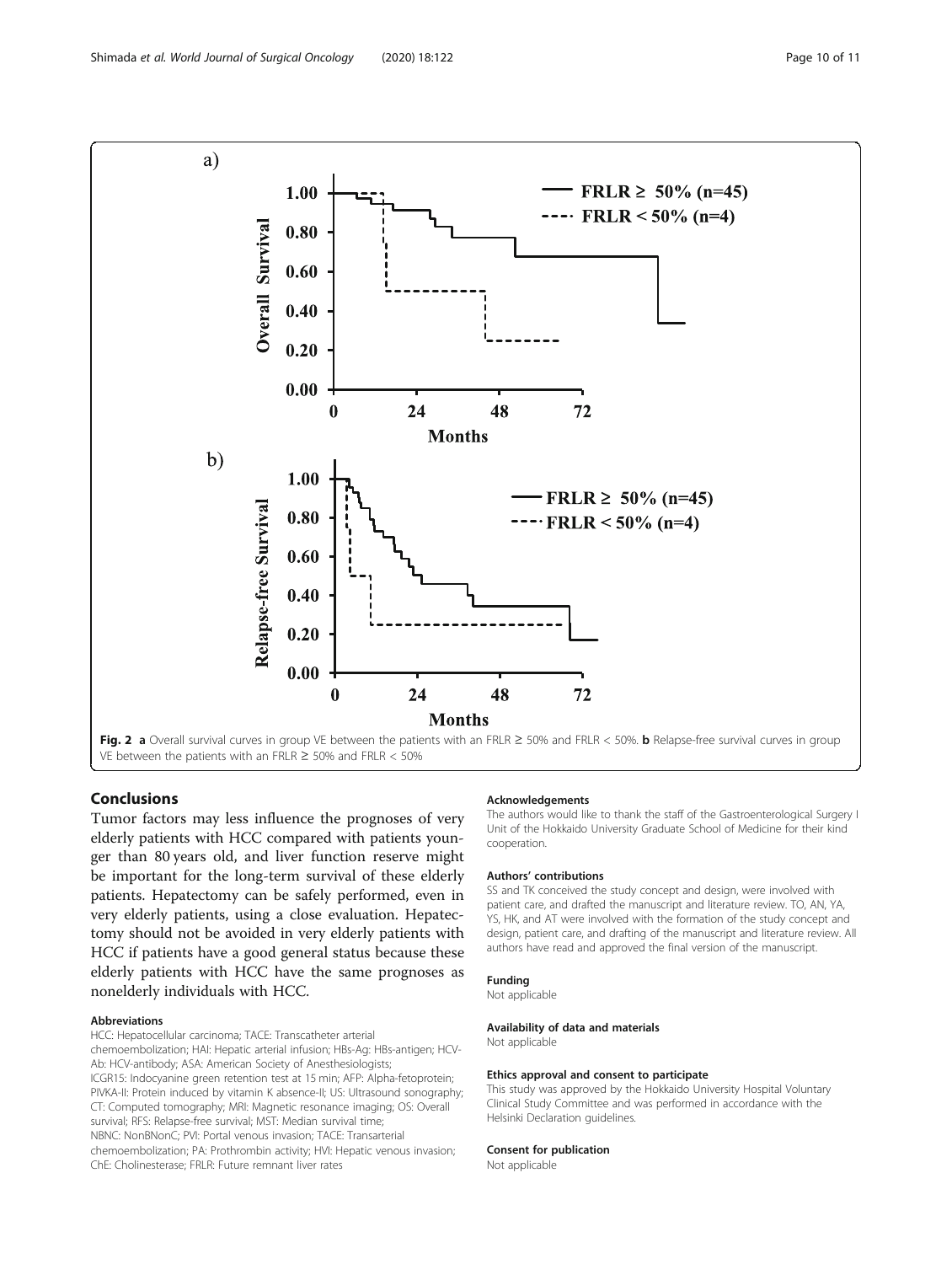Fig. 2 **a** Overall survival curves in group VE between the patients with an FRLR ≥ 50% and FRLR < 50%. **b** Relapse-free survival curves in group VE between the patients with an FRLR ≥ 50% and FRLR < 50%

## Conclusions

Tumor factors may less influence the prognoses of very elderly patients with HCC compared with patients younger than 80 years old, and liver function reserve might be important for the long-term survival of these elderly patients. Hepatectomy can be safely performed, even in very elderly patients, using a close evaluation. Hepatectomy should not be avoided in very elderly patients with HCC if patients have a good general status because these elderly patients with HCC have the same prognoses as nonelderly individuals with HCC.

### Abbreviations

HCC: Hepatocellular carcinoma; TACE: Transcatheter arterial chemoembolization; HAI: Hepatic arterial infusion; HBs-Ag: HBs-antigen; HCV-Ab: HCV-antibody; ASA: American Society of Anesthesiologists; ICGR15: Indocyanine green retention test at 15 min; AFP: Alpha-fetoprotein; PIVKA-II: Protein induced by vitamin K absence-II; US: Ultrasound sonography; CT: Computed tomography; MRI: Magnetic resonance imaging; OS: Overall survival; RFS: Relapse-free survival; MST: Median survival time; NBNC: NonBNonC; PVI: Portal venous invasion; TACE: Transarterial chemoembolization; PA: Prothrombin activity; HVI: Hepatic venous invasion; ChE: Cholinesterase; FRLR: Future remnant liver rates

### Acknowledgements

The authors would like to thank the staff of the Gastroenterological Surgery I Unit of the Hokkaido University Graduate School of Medicine for their kind cooperation.

### Authors' contributions

SS and TK conceived the study concept and design, were involved with patient care, and drafted the manuscript and literature review. TO, AN, YA, YS, HK, and AT were involved with the formation of the study concept and design, patient care, and drafting of the manuscript and literature review. All authors have read and approved the final version of the manuscript.

### Funding

Not applicable

### Availability of data and materials

Not applicable

### Ethics approval and consent to participate

This study was approved by the Hokkaido University Hospital Voluntary Clinical Study Committee and was performed in accordance with the Helsinki Declaration guidelines.

### Consent for publication

Not applicable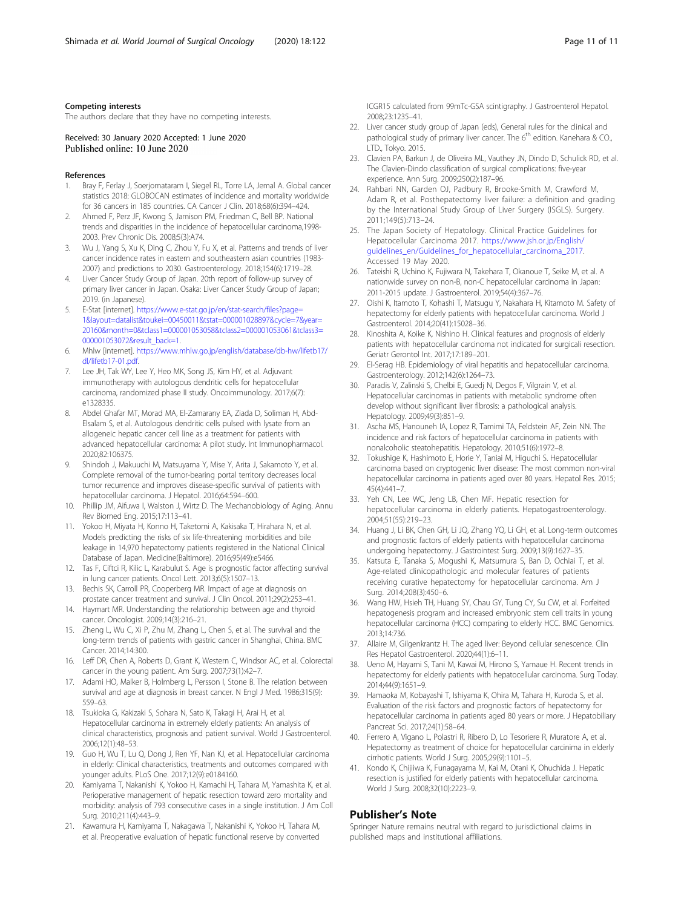#### Competing interests

The authors declare that they have no competing interests.

Received: 30 January 2020 Accepted: 1 June 2020
Published online: 10 June 2020

#### References

1. Bray F, Ferlay J, Soerjomataram I, Siegel RL, Torre LA, Jemal A. Global cancer statistics 2018: GLOBOCAN estimates of incidence and mortality worldwide for 36 cancers in 185 countries. CA Cancer J Clin. 2018;68(6):394–424.
2. Ahmed F, Perz JF, Kwong S, Jamison PM, Friedman C, Bell BP. National trends and disparities in the incidence of hepatocellular carcinoma,1998-2003. Prev Chronic Dis. 2008;5(3):A74.
3. Wu J, Yang S, Xu K, Ding C, Zhou Y, Fu X, et al. Patterns and trends of liver cancer incidence rates in eastern and southeastern asian countries (1983-2007) and predictions to 2030. Gastroenterology. 2018;154(6):1719–28.
4. Liver Cancer Study Group of Japan. 20th report of follow-up survey of primary liver cancer in Japan. Osaka: Liver Cancer Study Group of Japan; 2019. (in Japanese).
5. E-Stat [internet]. https://www.e-stat.go.jp/en/stat-search/files?page=1&layout=datalist&toukei=00450011&tstat=000001028897&cycle=7&year=20160&month=0&tclass1=000001053058&tclass2=000001053061&tclass3=000001053072&result_back=1.
6. Mhlw [internet]. https://www.mhlw.go.jp/english/database/db-hw/lifetb17/dl/lifetb17-01.pdf.
7. Lee JH, Tak WY, Lee Y, Heo MK, Song JS, Kim HY, et al. Adjuvant immunotherapy with autologous dendritic cells for hepatocellular carcinoma, randomized phase II study. Oncoimmunology. 2017;6(7):e1328335.
8. Abdel Ghafar MT, Morad MA, El-Zamarany EA, Ziada D, Soliman H, Abd-Elsalam S, et al. Autologous dendritic cells pulsed with lysate from an allogeneic hepatic cancer cell line as a treatment for patients with advanced hepatocellular carcinoma: A pilot study. Int Immunopharmacol. 2020;82:106375.
9. Shindoh J, Makuuchi M, Matsuyama Y, Mise Y, Arita J, Sakamoto Y, et al. Complete removal of the tumor-bearing portal territory decreases local tumor recurrence and improves disease-specific survival of patients with hepatocellular carcinoma. J Hepatol. 2016;64:594–600.
10. Phillip JM, Aifuwa I, Walston J, Wirtz D. The Mechanobiology of Aging. Annu Rev Biomed Eng. 2015;17:113–41.
11. Yokoo H, Miyata H, Konno H, Taketomi A, Kakisaka T, Hirahara N, et al. Models predicting the risks of six life-threatening morbidities and bile leakage in 14,970 hepatectomy patients registered in the National Clinical Database of Japan. Medicine(Baltimore). 2016;95(49):e5466.
12. Tas F, Ciftci R, Kilic L, Karabulut S. Age is prognostic factor affecting survival in lung cancer patients. Oncol Lett. 2013;6(5):1507–13.
13. Bechis SK, Carroll PR, Cooperberg MR. Impact of age at diagnosis on prostate cancer treatment and survival. J Clin Oncol. 2011;29(2):253–41.
14. Haymart MR. Understanding the relationship between age and thyroid cancer. Oncologist. 2009;14(3):216–21.
15. Zheng L, Wu C, Xi P, Zhu M, Zhang L, Chen S, et al. The survival and the long-term trends of patients with gastric cancer in Shanghai, China. BMC Cancer. 2014;14:300.
16. Leff DR, Chen A, Roberts D, Grant K, Western C, Windsor AC, et al. Colorectal cancer in the young patient. Am Surg. 2007;73(1):42–7.
17. Adami HO, Malker B, Holmberg L, Persson I, Stone B. The relation between survival and age at diagnosis in breast cancer. N Engl J Med. 1986;315(9):559–63.
18. Tsukioka G, Kakizaki S, Sohara N, Sato K, Takagi H, Arai H, et al. Hepatocellular carcinoma in extremely elderly patients: An analysis of clinical characteristics, prognosis and patient survival. World J Gastroenterol. 2006;12(1):48–53.
19. Guo H, Wu T, Lu Q, Dong J, Ren YF, Nan KJ, et al. Hepatocellular carcinoma in elderly: Clinical characteristics, treatments and outcomes compared with younger adults. PLoS One. 2017;12(9):e0184160.
20. Kamiyama T, Nakanishi K, Yokoo H, Kamachi H, Tahara M, Yamashita K, et al. Perioperative management of hepatic resection toward zero mortality and morbidity: analysis of 793 consecutive cases in a single institution. J Am Coll Surg. 2010;211(4):443–9.
21. Kawamura H, Kamiyama T, Nakagawa T, Nakanishi K, Yokoo H, Tahara M, et al. Preoperative evaluation of hepatic functional reserve by converted ICGR15 calculated from 99mTc-GSA scintigraphy. J Gastroenterol Hepatol. 2008;23:1235–41.
22. Liver cancer study group of Japan (eds), General rules for the clinical and pathological study of primary liver cancer. The 6th edition. Kanehara & CO., LTD., Tokyo. 2015.
23. Clavien PA, Barkun J, de Oliveira ML, Vauthey JN, Dindo D, Schulick RD, et al. The Clavien-Dindo classification of surgical complications: five-year experience. Ann Surg. 2009;250(2):187–96.
24. Rahbari NN, Garden OJ, Padbury R, Brooke-Smith M, Crawford M, Adam R, et al. Posthepatectomy liver failure: a definition and grading by the International Study Group of Liver Surgery (ISGLS). Surgery. 2011;149(5):713–24.
25. The Japan Society of Hepatology. Clinical Practice Guidelines for Hepatocellular Carcinoma 2017. https://www.jsh.or.jp/English/guidelines_en/Guidelines_for_hepatocellular_carcinoma_2017. Accessed 19 May 2020.
26. Tateishi R, Uchino K, Fujiwara N, Takehara T, Okanoue T, Seike M, et al. A nationwide survey on non-B, non-C hepatocellular carcinoma in Japan: 2011-2015 update. J Gastroenterol. 2019;54(4):367–76.
27. Oishi K, Itamoto T, Kohashi T, Matsugu Y, Nakahara H, Kitamoto M. Safety of hepatectomy for elderly patients with hepatocellular carcinoma. World J Gastroenterol. 2014;20(41):15028–36.
28. Kinoshita A, Koike K, Nishino H. Clinical features and prognosis of elderly patients with hepatocellular carcinoma not indicated for surgicali resection. Geriatr Gerontol Int. 2017;17:189–201.
29. El-Serag HB. Epidemiology of viral hepatitis and hepatocellular carcinoma. Gastroenterology. 2012;142(6):1264–73.
30. Paradis V, Zalinski S, Chelbi E, Guedj N, Degos F, Vilgrain V, et al. Hepatocellular carcinomas in patients with metabolic syndrome often develop without significant liver fibrosis: a pathological analysis. Hepatology. 2009;49(3):851–9.
31. Ascha MS, Hanouneh IA, Lopez R, Tamimi TA, Feldstein AF, Zein NN. The incidence and risk factors of hepatocellular carcinoma in patients with nonalcoholic steatohepatitis. Hepatology. 2010;51(6):1972–8.
32. Tokushige K, Hashimoto E, Horie Y, Taniai M, Higuchi S. Hepatocellular carcinoma based on cryptogenic liver disease: The most common non-viral hepatocellular carcinoma in patients aged over 80 years. Hepatol Res. 2015;45(4):441–7.
33. Yeh CN, Lee WC, Jeng LB, Chen MF. Hepatic resection for hepatocellular carcinoma in elderly patients. Hepatogastroenterology. 2004;51(55):219–23.
34. Huang J, Li BK, Chen GH, Li JQ, Zhang YQ, Li GH, et al. Long-term outcomes and prognostic factors of elderly patients with hepatocellular carcinoma undergoing hepatectomy. J Gastrointest Surg. 2009;13(9):1627–35.
35. Katsuta E, Tanaka S, Mogushi K, Matsumura S, Ban D, Ochiai T, et al. Age-related clinicopathologic and molecular features of patients receiving curative hepatectomy for hepatocellular carcinoma. Am J Surg. 2014;208(3):450–6.
36. Wang HW, Hsieh TH, Huang SY, Chau GY, Tung CY, Su CW, et al. Forfeited hepatogenesis program and increased embryonic stem cell traits in young hepatocellular carcinoma (HCC) comparing to elderly HCC. BMC Genomics. 2013;14:736.
37. Allaire M, Gilgenkrantz H. The aged liver: Beyond cellular senescence. Clin Res Hepatol Gastroenterol. 2020;44(1):6–11.
38. Ueno M, Hayami S, Tani M, Kawai M, Hirono S, Yamaue H. Recent trends in hepatectomy for elderly patients with hepatocellular carcinoma. Surg Today. 2014;44(9):1651–9.
39. Hamaoka M, Kobayashi T, Ishiyama K, Ohira M, Tahara H, Kuroda S, et al. Evaluation of the risk factors and prognostic factors of hepatectomy for hepatocellular carcinoma in patients aged 80 years or more. J Hepatobiliary Pancreat Sci. 2017;24(1):58–64.
40. Ferrero A, Vigano L, Polastri R, Ribero D, Lo Tesoriere R, Muratore A, et al. Hepatectomy as treatment of choice for hepatocellular carcinima in elderly cirrhotic patients. World J Surg. 2005;29(9):1101–5.
41. Kondo K, Chijiiwa K, Funagayama M, Kai M, Otani K, Ohuchida J. Hepatic resection is justified for elderly patients with hepatocellular carcinoma. World J Surg. 2008;32(10):2223–9.

## Publisher's Note

Springer Nature remains neutral with regard to jurisdictional claims in published maps and institutional affiliations.